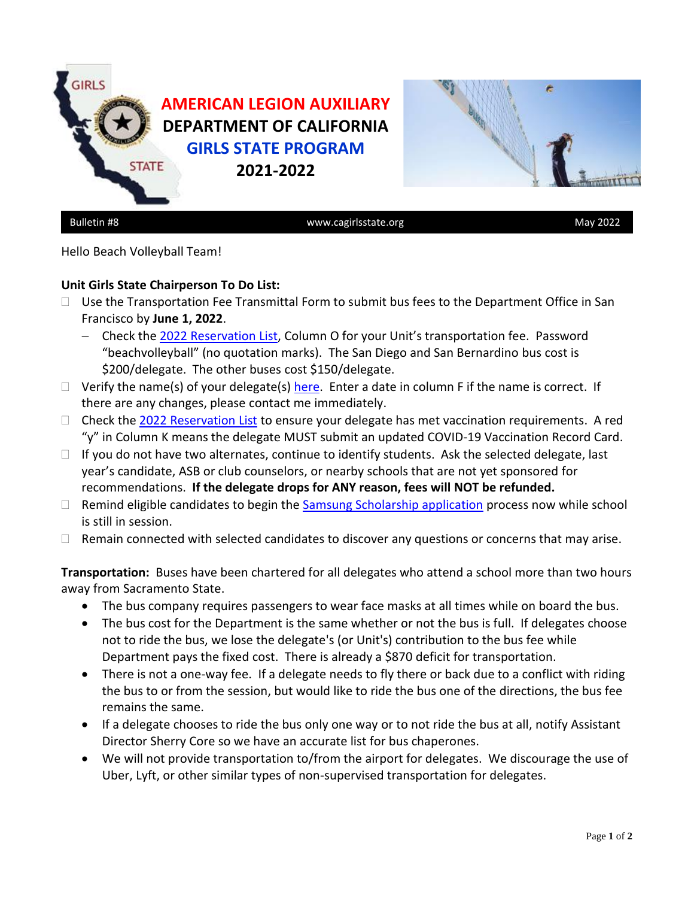# AMERICAN LEGION AUXILIARY
# DEPARTMENT OF CALIFORNIA
# GIRLS STATE PROGRAM
# 2021-2022

Bulletin #8 | www.cagirlsstate.org | May 2022

Hello Beach Volleyball Team!

**Unit Girls State Chairperson To Do List:**

- ☐ Use the Transportation Fee Transmittal Form to submit bus fees to the Department Office in San Francisco by **June 1, 2022**.
  - Check the 2022 Reservation List, Column O for your Unit's transportation fee. Password "beachvolleyball" (no quotation marks). The San Diego and San Bernardino bus cost is $200/delegate. The other buses cost $150/delegate.
- ☐ Verify the name(s) of your delegate(s) here. Enter a date in column F if the name is correct. If there are any changes, please contact me immediately.
- ☐ Check the 2022 Reservation List to ensure your delegate has met vaccination requirements. A red "y" in Column K means the delegate MUST submit an updated COVID-19 Vaccination Record Card.
- ☐ If you do not have two alternates, continue to identify students. Ask the selected delegate, last year's candidate, ASB or club counselors, or nearby schools that are not yet sponsored for recommendations. **If the delegate drops for ANY reason, fees will NOT be refunded.**
- ☐ Remind eligible candidates to begin the Samsung Scholarship application process now while school is still in session.
- ☐ Remain connected with selected candidates to discover any questions or concerns that may arise.

**Transportation:** Buses have been chartered for all delegates who attend a school more than two hours away from Sacramento State.

- The bus company requires passengers to wear face masks at all times while on board the bus.
- The bus cost for the Department is the same whether or not the bus is full. If delegates choose not to ride the bus, we lose the delegate's (or Unit's) contribution to the bus fee while Department pays the fixed cost. There is already a $870 deficit for transportation.
- There is not a one-way fee. If a delegate needs to fly there or back due to a conflict with riding the bus to or from the session, but would like to ride the bus one of the directions, the bus fee remains the same.
- If a delegate chooses to ride the bus only one way or to not ride the bus at all, notify Assistant Director Sherry Core so we have an accurate list for bus chaperones.
- We will not provide transportation to/from the airport for delegates. We discourage the use of Uber, Lyft, or other similar types of non-supervised transportation for delegates.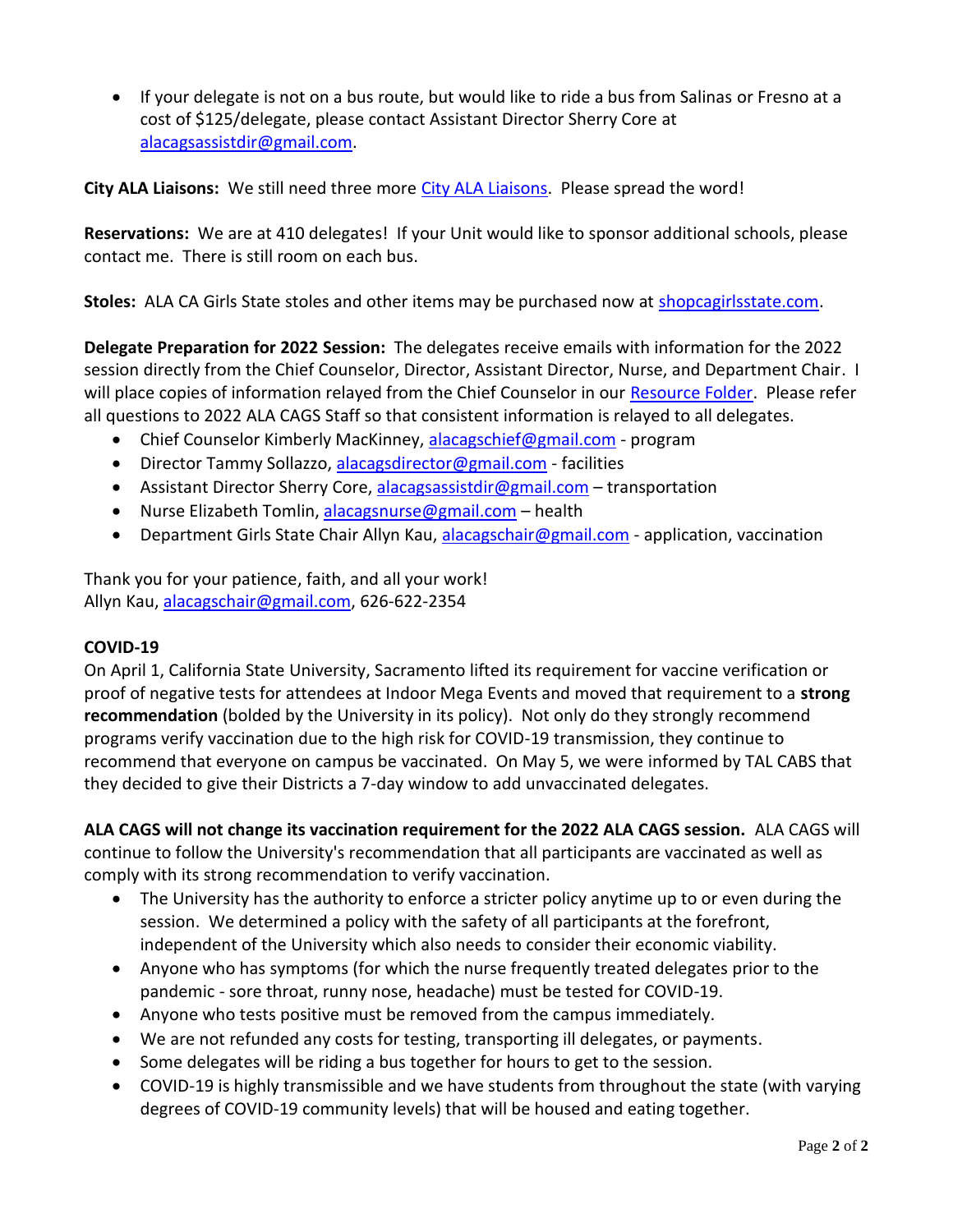- If your delegate is not on a bus route, but would like to ride a bus from Salinas or Fresno at a cost of $125/delegate, please contact Assistant Director Sherry Core at alacagsassistdir@gmail.com.

**City ALA Liaisons:** We still need three more City ALA Liaisons. Please spread the word!

**Reservations:** We are at 410 delegates! If your Unit would like to sponsor additional schools, please contact me. There is still room on each bus.

**Stoles:** ALA CA Girls State stoles and other items may be purchased now at shopcagirlsstate.com.

**Delegate Preparation for 2022 Session:** The delegates receive emails with information for the 2022 session directly from the Chief Counselor, Director, Assistant Director, Nurse, and Department Chair. I will place copies of information relayed from the Chief Counselor in our Resource Folder. Please refer all questions to 2022 ALA CAGS Staff so that consistent information is relayed to all delegates.

- Chief Counselor Kimberly MacKinney, alacagschief@gmail.com - program
- Director Tammy Sollazzo, alacagsdirector@gmail.com - facilities
- Assistant Director Sherry Core, alacagsassistdir@gmail.com – transportation
- Nurse Elizabeth Tomlin, alacagsnurse@gmail.com – health
- Department Girls State Chair Allyn Kau, alacagschair@gmail.com - application, vaccination

Thank you for your patience, faith, and all your work!
Allyn Kau, alacagschair@gmail.com, 626-622-2354

**COVID-19**

On April 1, California State University, Sacramento lifted its requirement for vaccine verification or proof of negative tests for attendees at Indoor Mega Events and moved that requirement to a **strong recommendation** (bolded by the University in its policy). Not only do they strongly recommend programs verify vaccination due to the high risk for COVID-19 transmission, they continue to recommend that everyone on campus be vaccinated. On May 5, we were informed by TAL CABS that they decided to give their Districts a 7-day window to add unvaccinated delegates.

**ALA CAGS will not change its vaccination requirement for the 2022 ALA CAGS session.** ALA CAGS will continue to follow the University's recommendation that all participants are vaccinated as well as comply with its strong recommendation to verify vaccination.

- The University has the authority to enforce a stricter policy anytime up to or even during the session. We determined a policy with the safety of all participants at the forefront, independent of the University which also needs to consider their economic viability.
- Anyone who has symptoms (for which the nurse frequently treated delegates prior to the pandemic - sore throat, runny nose, headache) must be tested for COVID-19.
- Anyone who tests positive must be removed from the campus immediately.
- We are not refunded any costs for testing, transporting ill delegates, or payments.
- Some delegates will be riding a bus together for hours to get to the session.
- COVID-19 is highly transmissible and we have students from throughout the state (with varying degrees of COVID-19 community levels) that will be housed and eating together.